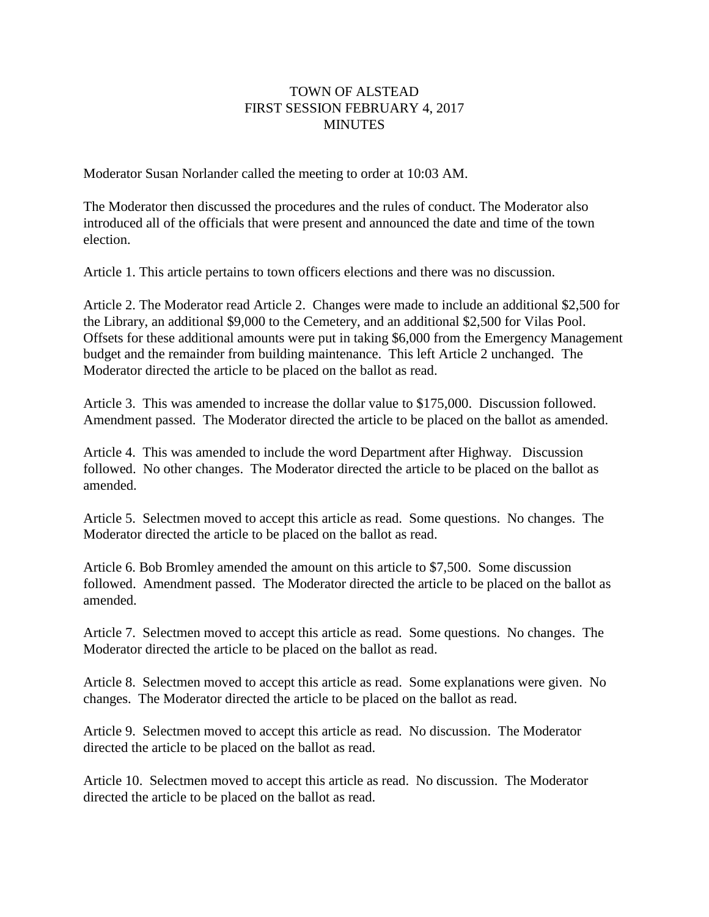# TOWN OF ALSTEAD
## FIRST SESSION FEBRUARY 4, 2017
## MINUTES

Moderator Susan Norlander called the meeting to order at 10:03 AM.

The Moderator then discussed the procedures and the rules of conduct. The Moderator also introduced all of the officials that were present and announced the date and time of the town election.

Article 1. This article pertains to town officers elections and there was no discussion.

Article 2. The Moderator read Article 2. Changes were made to include an additional $2,500 for the Library, an additional $9,000 to the Cemetery, and an additional $2,500 for Vilas Pool. Offsets for these additional amounts were put in taking $6,000 from the Emergency Management budget and the remainder from building maintenance. This left Article 2 unchanged. The Moderator directed the article to be placed on the ballot as read.

Article 3. This was amended to increase the dollar value to $175,000. Discussion followed. Amendment passed. The Moderator directed the article to be placed on the ballot as amended.

Article 4. This was amended to include the word Department after Highway. Discussion followed. No other changes. The Moderator directed the article to be placed on the ballot as amended.

Article 5. Selectmen moved to accept this article as read. Some questions. No changes. The Moderator directed the article to be placed on the ballot as read.

Article 6. Bob Bromley amended the amount on this article to $7,500. Some discussion followed. Amendment passed. The Moderator directed the article to be placed on the ballot as amended.

Article 7. Selectmen moved to accept this article as read. Some questions. No changes. The Moderator directed the article to be placed on the ballot as read.

Article 8. Selectmen moved to accept this article as read. Some explanations were given. No changes. The Moderator directed the article to be placed on the ballot as read.

Article 9. Selectmen moved to accept this article as read. No discussion. The Moderator directed the article to be placed on the ballot as read.

Article 10. Selectmen moved to accept this article as read. No discussion. The Moderator directed the article to be placed on the ballot as read.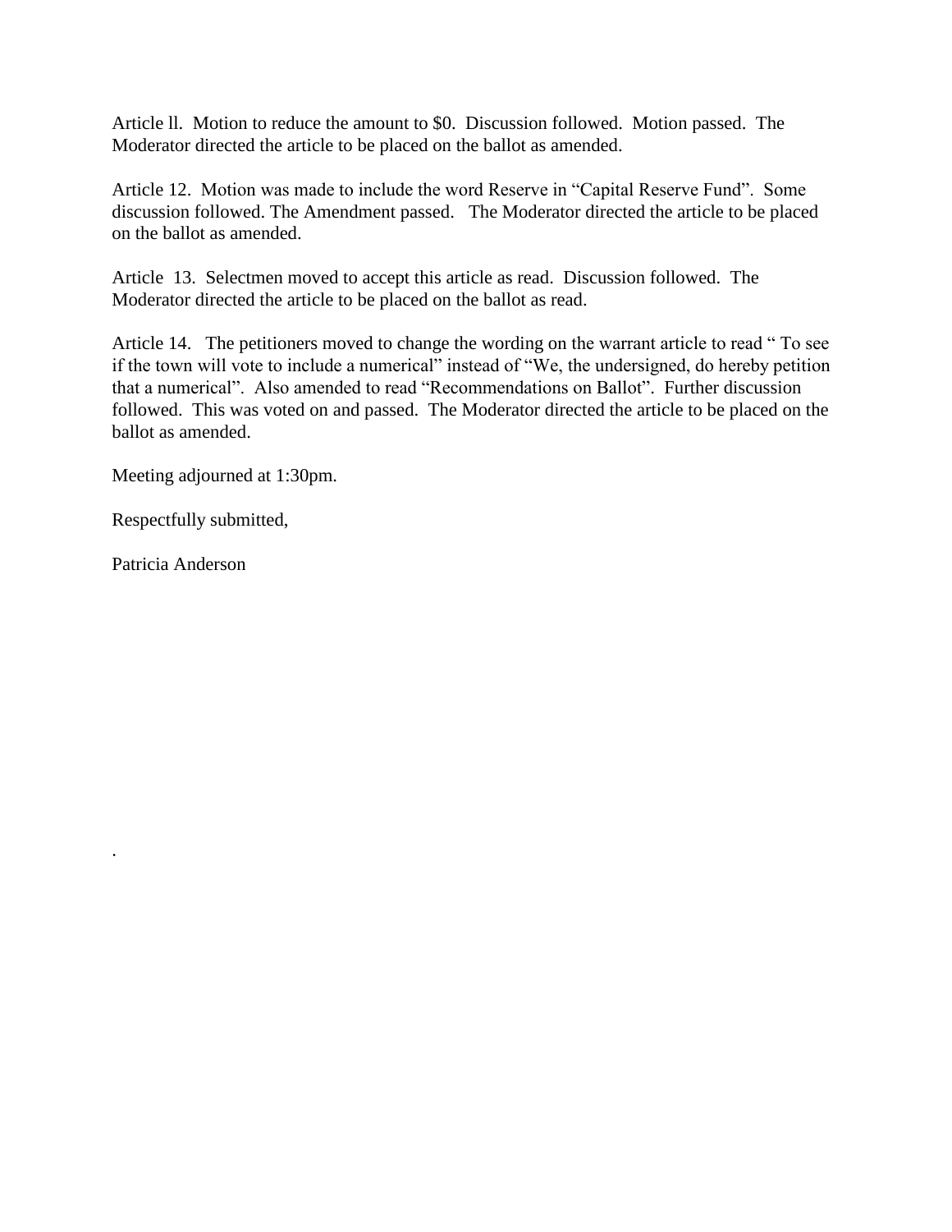Article ll. Motion to reduce the amount to $0. Discussion followed. Motion passed. The Moderator directed the article to be placed on the ballot as amended.

Article 12. Motion was made to include the word Reserve in "Capital Reserve Fund". Some discussion followed. The Amendment passed. The Moderator directed the article to be placed on the ballot as amended.

Article 13. Selectmen moved to accept this article as read. Discussion followed. The Moderator directed the article to be placed on the ballot as read.

Article 14. The petitioners moved to change the wording on the warrant article to read " To see if the town will vote to include a numerical" instead of "We, the undersigned, do hereby petition that a numerical". Also amended to read "Recommendations on Ballot". Further discussion followed. This was voted on and passed. The Moderator directed the article to be placed on the ballot as amended.

Meeting adjourned at 1:30pm.

Respectfully submitted,

Patricia Anderson

.